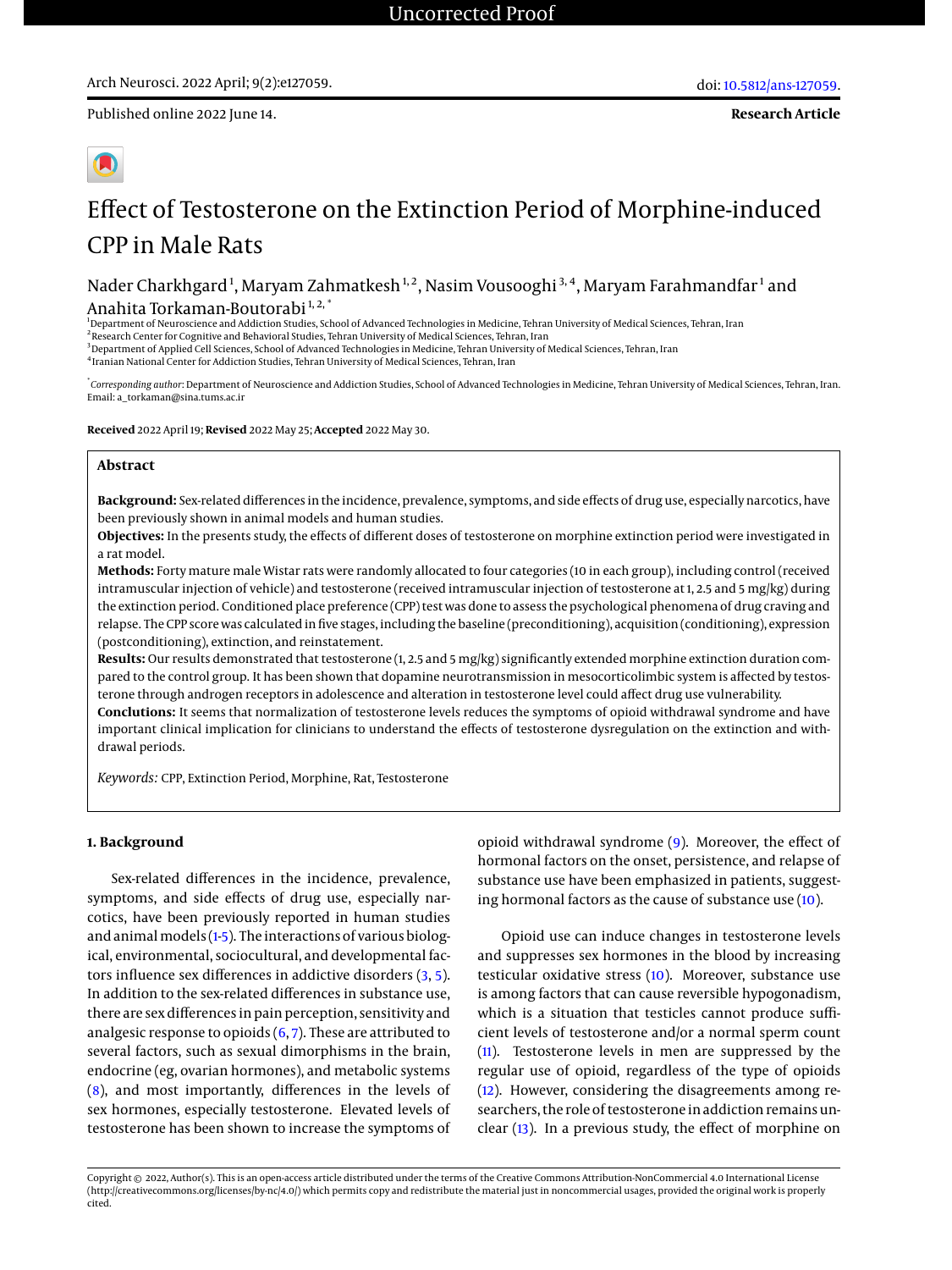Uncorrected Proof

Arch Neurosci. 2022 April; 9(2):e127059.

doi: 10.5812/ans-127059.

Published online 2022 June 14.

**Research Article**

# Effect of Testosterone on the Extinction Period of Morphine-induced CPP in Male Rats

Nader Charkhgard[1], Maryam Zahmatkesh[1,2], Nasim Vousooghi[3,4], Maryam Farahmandfar[1] and Anahita Torkaman-Boutorabi[1,2,*]

[1]Department of Neuroscience and Addiction Studies, School of Advanced Technologies in Medicine, Tehran University of Medical Sciences, Tehran, Iran
[2]Research Center for Cognitive and Behavioral Studies, Tehran University of Medical Sciences, Tehran, Iran
[3]Department of Applied Cell Sciences, School of Advanced Technologies in Medicine, Tehran University of Medical Sciences, Tehran, Iran
[4]Iranian National Center for Addiction Studies, Tehran University of Medical Sciences, Tehran, Iran

[*]*Corresponding author*: Department of Neuroscience and Addiction Studies, School of Advanced Technologies in Medicine, Tehran University of Medical Sciences, Tehran, Iran. Email: a_torkaman@sina.tums.ac.ir

**Received** 2022 April 19; **Revised** 2022 May 25; **Accepted** 2022 May 30.

## Abstract

**Background:** Sex-related differences in the incidence, prevalence, symptoms, and side effects of drug use, especially narcotics, have been previously shown in animal models and human studies.

**Objectives:** In the presents study, the effects of different doses of testosterone on morphine extinction period were investigated in a rat model.

**Methods:** Forty mature male Wistar rats were randomly allocated to four categories (10 in each group), including control (received intramuscular injection of vehicle) and testosterone (received intramuscular injection of testosterone at 1, 2.5 and 5 mg/kg) during the extinction period. Conditioned place preference (CPP) test was done to assess the psychological phenomena of drug craving and relapse. The CPP score was calculated in five stages, including the baseline (preconditioning), acquisition (conditioning), expression (postconditioning), extinction, and reinstatement.

**Results:** Our results demonstrated that testosterone (1, 2.5 and 5 mg/kg) significantly extended morphine extinction duration compared to the control group. It has been shown that dopamine neurotransmission in mesocorticolimbic system is affected by testosterone through androgen receptors in adolescence and alteration in testosterone level could affect drug use vulnerability.

**Conclusions:** It seems that normalization of testosterone levels reduces the symptoms of opioid withdrawal syndrome and have important clinical implication for clinicians to understand the effects of testosterone dysregulation on the extinction and withdrawal periods.

*Keywords:* CPP, Extinction Period, Morphine, Rat, Testosterone

## 1. Background

Sex-related differences in the incidence, prevalence, symptoms, and side effects of drug use, especially narcotics, have been previously reported in human studies and animal models (1-5). The interactions of various biological, environmental, sociocultural, and developmental factors influence sex differences in addictive disorders (3, 5). In addition to the sex-related differences in substance use, there are sex differences in pain perception, sensitivity and analgesic response to opioids (6, 7). These are attributed to several factors, such as sexual dimorphisms in the brain, endocrine (eg, ovarian hormones), and metabolic systems (8), and most importantly, differences in the levels of sex hormones, especially testosterone. Elevated levels of testosterone has been shown to increase the symptoms of opioid withdrawal syndrome (9). Moreover, the effect of hormonal factors on the onset, persistence, and relapse of substance use have been emphasized in patients, suggesting hormonal factors as the cause of substance use (10).

Opioid use can induce changes in testosterone levels and suppresses sex hormones in the blood by increasing testicular oxidative stress (10). Moreover, substance use is among factors that can cause reversible hypogonadism, which is a situation that testicles cannot produce sufficient levels of testosterone and/or a normal sperm count (11). Testosterone levels in men are suppressed by the regular use of opioid, regardless of the type of opioids (12). However, considering the disagreements among researchers, the role of testosterone in addiction remains unclear (13). In a previous study, the effect of morphine on

Copyright © 2022, Author(s). This is an open-access article distributed under the terms of the Creative Commons Attribution-NonCommercial 4.0 International License (http://creativecommons.org/licenses/by-nc/4.0/) which permits copy and redistribute the material just in noncommercial usages, provided the original work is properly cited.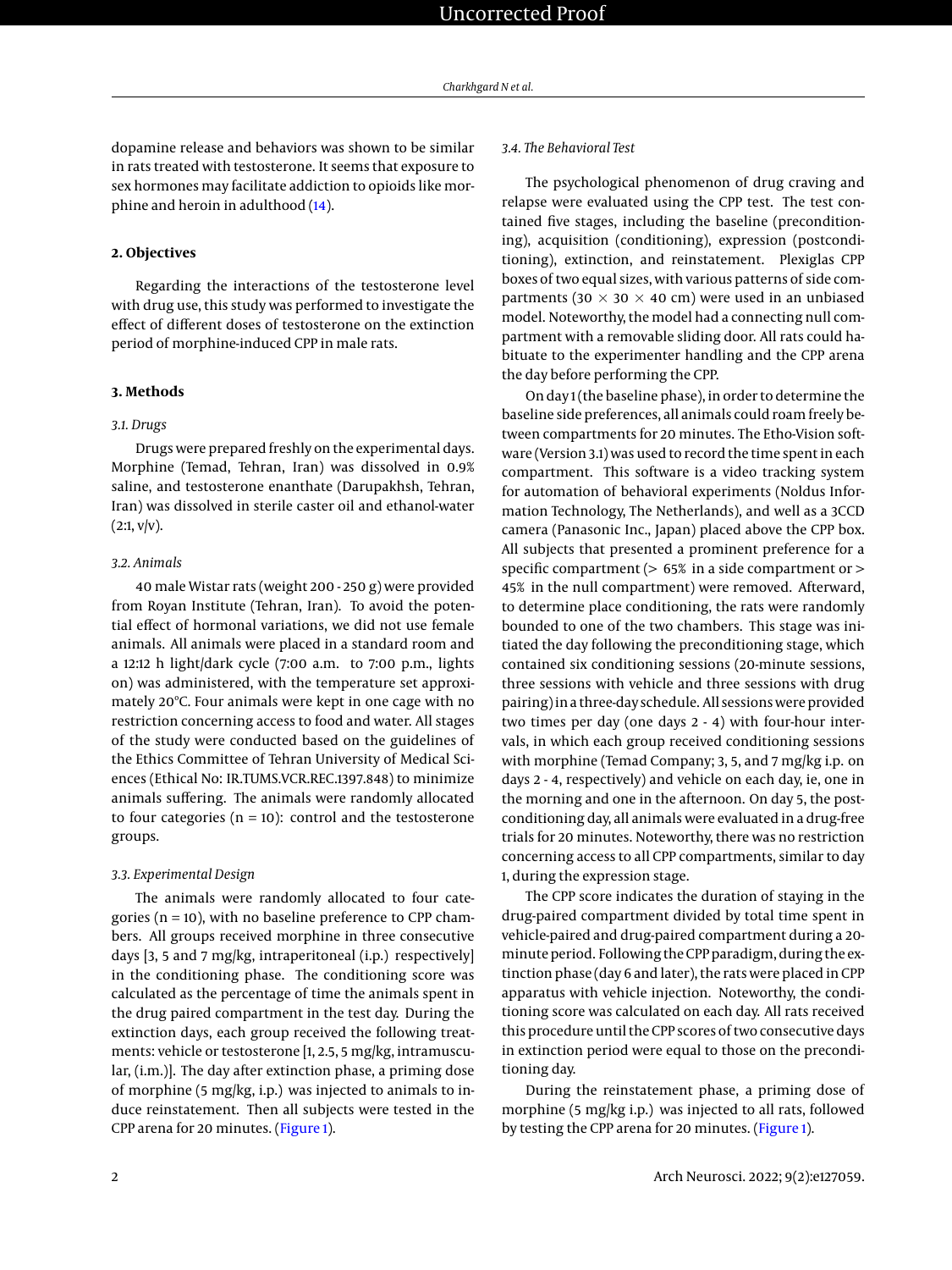dopamine release and behaviors was shown to be similar in rats treated with testosterone. It seems that exposure to sex hormones may facilitate addiction to opioids like morphine and heroin in adulthood (14).

## 2. Objectives

Regarding the interactions of the testosterone level with drug use, this study was performed to investigate the effect of different doses of testosterone on the extinction period of morphine-induced CPP in male rats.

## 3. Methods

### 3.1. Drugs

Drugs were prepared freshly on the experimental days. Morphine (Temad, Tehran, Iran) was dissolved in 0.9% saline, and testosterone enanthate (Darupakhsh, Tehran, Iran) was dissolved in sterile caster oil and ethanol-water (2:1, v/v).

### 3.2. Animals

40 male Wistar rats (weight 200 - 250 g) were provided from Royan Institute (Tehran, Iran). To avoid the potential effect of hormonal variations, we did not use female animals. All animals were placed in a standard room and a 12:12 h light/dark cycle (7:00 a.m. to 7:00 p.m., lights on) was administered, with the temperature set approximately 20°C. Four animals were kept in one cage with no restriction concerning access to food and water. All stages of the study were conducted based on the guidelines of the Ethics Committee of Tehran University of Medical Sciences (Ethical No: IR.TUMS.VCR.REC.1397.848) to minimize animals suffering. The animals were randomly allocated to four categories (n = 10): control and the testosterone groups.

### 3.3. Experimental Design

The animals were randomly allocated to four categories (n = 10), with no baseline preference to CPP chambers. All groups received morphine in three consecutive days [3, 5 and 7 mg/kg, intraperitoneal (i.p.) respectively] in the conditioning phase. The conditioning score was calculated as the percentage of time the animals spent in the drug paired compartment in the test day. During the extinction days, each group received the following treatments: vehicle or testosterone [1, 2.5, 5 mg/kg, intramuscular, (i.m.)]. The day after extinction phase, a priming dose of morphine (5 mg/kg, i.p.) was injected to animals to induce reinstatement. Then all subjects were tested in the CPP arena for 20 minutes. (Figure 1).

### 3.4. The Behavioral Test

The psychological phenomenon of drug craving and relapse were evaluated using the CPP test. The test contained five stages, including the baseline (preconditioning), acquisition (conditioning), expression (postconditioning), extinction, and reinstatement. Plexiglas CPP boxes of two equal sizes, with various patterns of side compartments (30 × 30 × 40 cm) were used in an unbiased model. Noteworthy, the model had a connecting null compartment with a removable sliding door. All rats could habituate to the experimenter handling and the CPP arena the day before performing the CPP.

On day 1 (the baseline phase), in order to determine the baseline side preferences, all animals could roam freely between compartments for 20 minutes. The Etho-Vision software (Version 3.1) was used to record the time spent in each compartment. This software is a video tracking system for automation of behavioral experiments (Noldus Information Technology, The Netherlands), and well as a 3CCD camera (Panasonic Inc., Japan) placed above the CPP box. All subjects that presented a prominent preference for a specific compartment (> 65% in a side compartment or > 45% in the null compartment) were removed. Afterward, to determine place conditioning, the rats were randomly bounded to one of the two chambers. This stage was initiated the day following the preconditioning stage, which contained six conditioning sessions (20-minute sessions, three sessions with vehicle and three sessions with drug pairing) in a three-day schedule. All sessions were provided two times per day (one days 2 - 4) with four-hour intervals, in which each group received conditioning sessions with morphine (Temad Company; 3, 5, and 7 mg/kg i.p. on days 2 - 4, respectively) and vehicle on each day, ie, one in the morning and one in the afternoon. On day 5, the post-conditioning day, all animals were evaluated in a drug-free trials for 20 minutes. Noteworthy, there was no restriction concerning access to all CPP compartments, similar to day 1, during the expression stage.

The CPP score indicates the duration of staying in the drug-paired compartment divided by total time spent in vehicle-paired and drug-paired compartment during a 20-minute period. Following the CPP paradigm, during the extinction phase (day 6 and later), the rats were placed in CPP apparatus with vehicle injection. Noteworthy, the conditioning score was calculated on each day. All rats received this procedure until the CPP scores of two consecutive days in extinction period were equal to those on the preconditioning day.

During the reinstatement phase, a priming dose of morphine (5 mg/kg i.p.) was injected to all rats, followed by testing the CPP arena for 20 minutes. (Figure 1).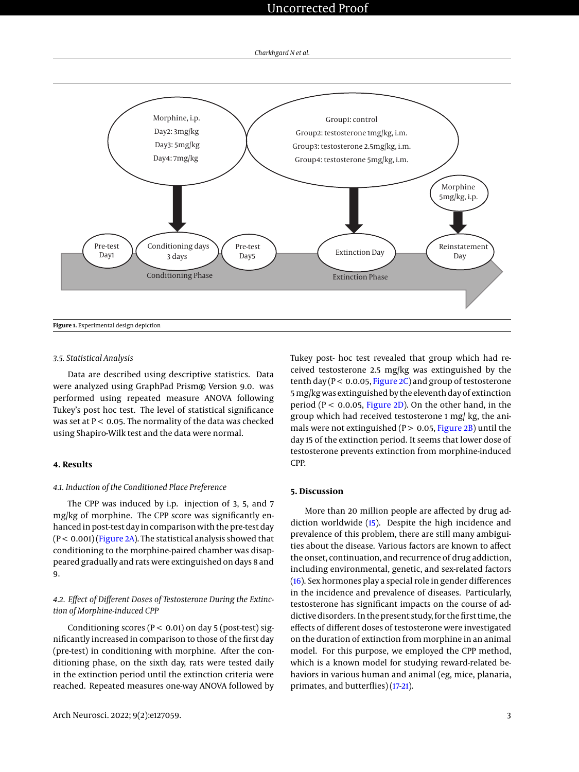Morphine, i.p.
Day2: 3mg/kg
Day3: 5mg/kg
Day4: 7mg/kg

Group1: control
Group2: testosterone 1mg/kg, i.m.
Group3: testosterone 2.5mg/kg, i.m.
Group4: testosterone 5mg/kg, i.m.

Morphine 5mg/kg, i.p.

Pre-test Day1

Conditioning days 3 days

Pre-test Day5

Extinction Day

Reinstatement Day

Conditioning Phase

Extinction Phase

**Figure 1.** Experimental design depiction

### 3.5. Statistical Analysis

Data are described using descriptive statistics. Data were analyzed using GraphPad Prism® Version 9.0. was performed using repeated measure ANOVA following Tukey's post hoc test. The level of statistical significance was set at $P < 0.05$. The normality of the data was checked using Shapiro-Wilk test and the data were normal.

## 4. Results

### 4.1. Induction of the Conditioned Place Preference

The CPP was induced by i.p. injection of 3, 5, and 7 mg/kg of morphine. The CPP score was significantly enhanced in post-test day in comparison with the pre-test day ($P < 0.001$) (Figure 2A). The statistical analysis showed that conditioning to the morphine-paired chamber was disappeared gradually and rats were extinguished on days 8 and 9.

### 4.2. Effect of Different Doses of Testosterone During the Extinction of Morphine-induced CPP

Conditioning scores ($P < 0.01$) on day 5 (post-test) significantly increased in comparison to those of the first day (pre-test) in conditioning with morphine. After the conditioning phase, on the sixth day, rats were tested daily in the extinction period until the extinction criteria were reached. Repeated measures one-way ANOVA followed by Tukey post- hoc test revealed that group which had received testosterone 2.5 mg/kg was extinguished by the tenth day ($P < 0.0.05$, Figure 2C) and group of testosterone 5 mg/kg was extinguished by the eleventh day of extinction period ($P < 0.0.05$, Figure 2D). On the other hand, in the group which had received testosterone 1 mg/ kg, the animals were not extinguished ($P > 0.05$, Figure 2B) until the day 15 of the extinction period. It seems that lower dose of testosterone prevents extinction from morphine-induced CPP.

## 5. Discussion

More than 20 million people are affected by drug addiction worldwide (15). Despite the high incidence and prevalence of this problem, there are still many ambiguities about the disease. Various factors are known to affect the onset, continuation, and recurrence of drug addiction, including environmental, genetic, and sex-related factors (16). Sex hormones play a special role in gender differences in the incidence and prevalence of diseases. Particularly, testosterone has significant impacts on the course of addictive disorders. In the present study, for the first time, the effects of different doses of testosterone were investigated on the duration of extinction from morphine in an animal model. For this purpose, we employed the CPP method, which is a known model for studying reward-related behaviors in various human and animal (eg, mice, planaria, primates, and butterflies) (17-21).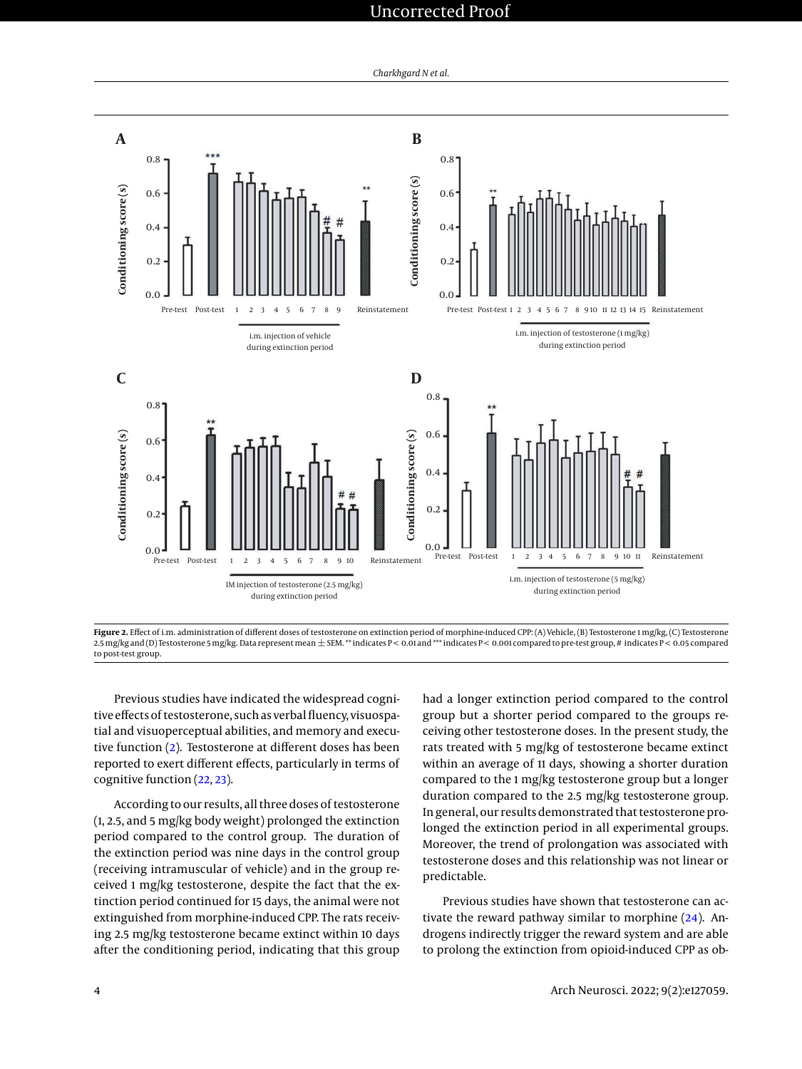**Figure 2.** Effect of i.m. administration of different doses of testosterone on extinction period of morphine-induced CPP: (A) Vehicle, (B) Testosterone 1 mg/kg, (C) Testosterone 2.5 mg/kg and (D) Testosterone 5 mg/kg. Data represent mean ± SEM. ** indicates P < 0.01 and *** indicates P < 0.001 compared to pre-test group, # indicates P < 0.05 compared to post-test group.

Previous studies have indicated the widespread cognitive effects of testosterone, such as verbal fluency, visuospatial and visuoperceptual abilities, and memory and executive function (2). Testosterone at different doses has been reported to exert different effects, particularly in terms of cognitive function (22, 23).

According to our results, all three doses of testosterone (1, 2.5, and 5 mg/kg body weight) prolonged the extinction period compared to the control group. The duration of the extinction period was nine days in the control group (receiving intramuscular of vehicle) and in the group received 1 mg/kg testosterone, despite the fact that the extinction period continued for 15 days, the animal were not extinguished from morphine-induced CPP. The rats receiving 2.5 mg/kg testosterone became extinct within 10 days after the conditioning period, indicating that this group had a longer extinction period compared to the control group but a shorter period compared to the groups receiving other testosterone doses. In the present study, the rats treated with 5 mg/kg of testosterone became extinct within an average of 11 days, showing a shorter duration compared to the 1 mg/kg testosterone group but a longer duration compared to the 2.5 mg/kg testosterone group. In general, our results demonstrated that testosterone prolonged the extinction period in all experimental groups. Moreover, the trend of prolongation was associated with testosterone doses and this relationship was not linear or predictable.

Previous studies have shown that testosterone can activate the reward pathway similar to morphine (24). Androgens indirectly trigger the reward system and are able to prolong the extinction from opioid-induced CPP as ob-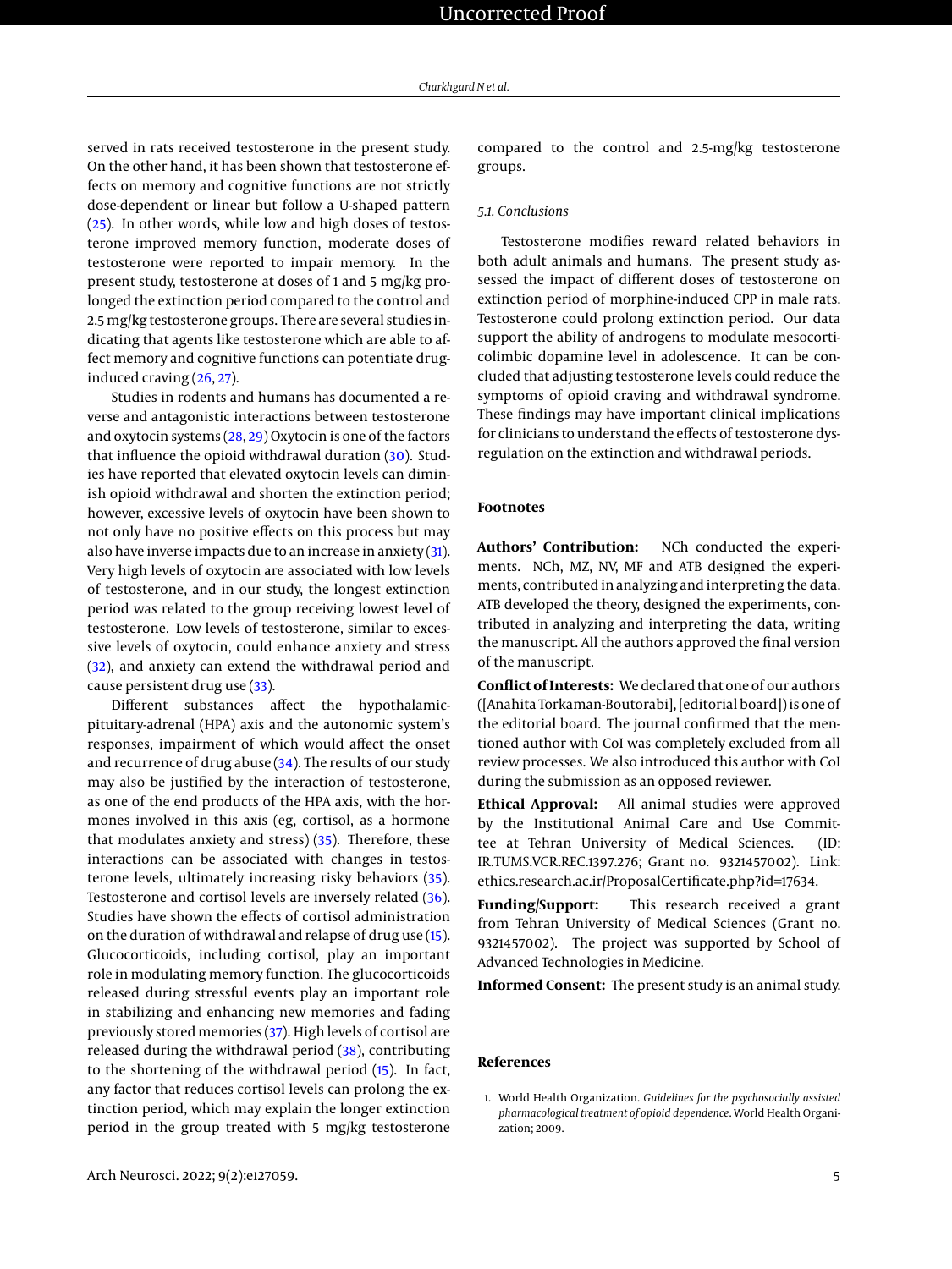served in rats received testosterone in the present study. On the other hand, it has been shown that testosterone effects on memory and cognitive functions are not strictly dose-dependent or linear but follow a U-shaped pattern (25). In other words, while low and high doses of testosterone improved memory function, moderate doses of testosterone were reported to impair memory. In the present study, testosterone at doses of 1 and 5 mg/kg prolonged the extinction period compared to the control and 2.5 mg/kg testosterone groups. There are several studies indicating that agents like testosterone which are able to affect memory and cognitive functions can potentiate drug-induced craving (26, 27).

Studies in rodents and humans has documented a reverse and antagonistic interactions between testosterone and oxytocin systems (28, 29) Oxytocin is one of the factors that influence the opioid withdrawal duration (30). Studies have reported that elevated oxytocin levels can diminish opioid withdrawal and shorten the extinction period; however, excessive levels of oxytocin have been shown to not only have no positive effects on this process but may also have inverse impacts due to an increase in anxiety (31). Very high levels of oxytocin are associated with low levels of testosterone, and in our study, the longest extinction period was related to the group receiving lowest level of testosterone. Low levels of testosterone, similar to excessive levels of oxytocin, could enhance anxiety and stress (32), and anxiety can extend the withdrawal period and cause persistent drug use (33).

Different substances affect the hypothalamic-pituitary-adrenal (HPA) axis and the autonomic system's responses, impairment of which would affect the onset and recurrence of drug abuse (34). The results of our study may also be justified by the interaction of testosterone, as one of the end products of the HPA axis, with the hormones involved in this axis (eg, cortisol, as a hormone that modulates anxiety and stress) (35). Therefore, these interactions can be associated with changes in testosterone levels, ultimately increasing risky behaviors (35). Testosterone and cortisol levels are inversely related (36). Studies have shown the effects of cortisol administration on the duration of withdrawal and relapse of drug use (15). Glucocorticoids, including cortisol, play an important role in modulating memory function. The glucocorticoids released during stressful events play an important role in stabilizing and enhancing new memories and fading previously stored memories (37). High levels of cortisol are released during the withdrawal period (38), contributing to the shortening of the withdrawal period (15). In fact, any factor that reduces cortisol levels can prolong the extinction period, which may explain the longer extinction period in the group treated with 5 mg/kg testosterone compared to the control and 2.5-mg/kg testosterone groups.

### 5.1. Conclusions

Testosterone modifies reward related behaviors in both adult animals and humans. The present study assessed the impact of different doses of testosterone on extinction period of morphine-induced CPP in male rats. Testosterone could prolong extinction period. Our data support the ability of androgens to modulate mesocorticolimbic dopamine level in adolescence. It can be concluded that adjusting testosterone levels could reduce the symptoms of opioid craving and withdrawal syndrome. These findings may have important clinical implications for clinicians to understand the effects of testosterone dysregulation on the extinction and withdrawal periods.

## Footnotes

**Authors' Contribution:** NCh conducted the experiments. NCh, MZ, NV, MF and ATB designed the experiments, contributed in analyzing and interpreting the data. ATB developed the theory, designed the experiments, contributed in analyzing and interpreting the data, writing the manuscript. All the authors approved the final version of the manuscript.

**Conflict of Interests:** We declared that one of our authors ([Anahita Torkaman-Boutorabi], [editorial board]) is one of the editorial board. The journal confirmed that the mentioned author with CoI was completely excluded from all review processes. We also introduced this author with CoI during the submission as an opposed reviewer.

**Ethical Approval:** All animal studies were approved by the Institutional Animal Care and Use Committee at Tehran University of Medical Sciences. (ID: IR.TUMS.VCR.REC.1397.276; Grant no. 9321457002). Link: ethics.research.ac.ir/ProposalCertificate.php?id=17634.

**Funding/Support:** This research received a grant from Tehran University of Medical Sciences (Grant no. 9321457002). The project was supported by School of Advanced Technologies in Medicine.

**Informed Consent:** The present study is an animal study.

## References

1. World Health Organization. *Guidelines for the psychosocially assisted pharmacological treatment of opioid dependence*. World Health Organization; 2009.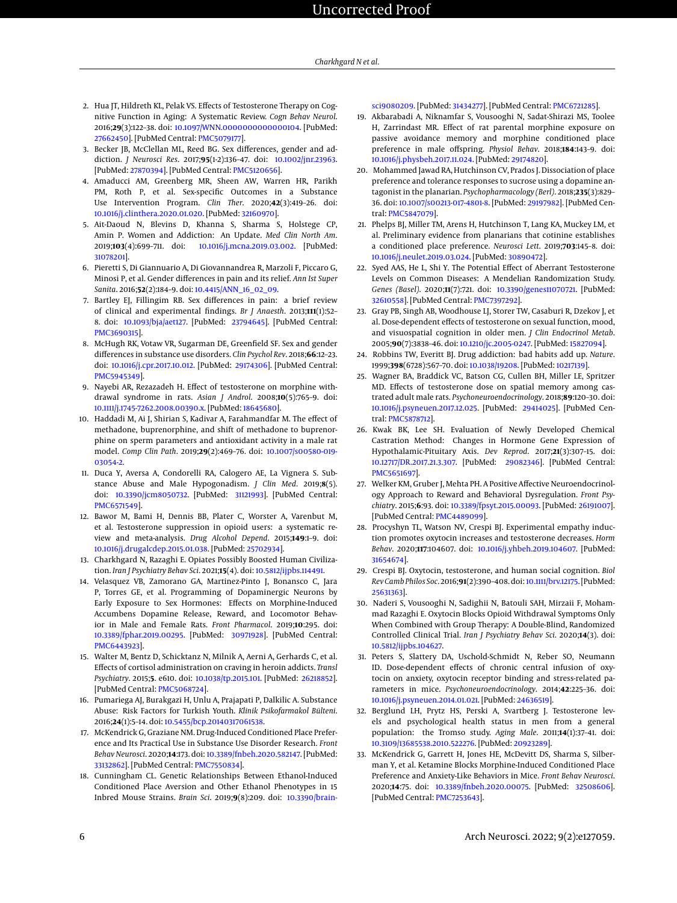2. Hua JT, Hildreth KL, Pelak VS. Effects of Testosterone Therapy on Cognitive Function in Aging: A Systematic Review. *Cogn Behav Neurol*. 2016;**29**(3):122–38. doi: 10.1097/WNN.0000000000000104. [PubMed: 27662450]. [PubMed Central: PMC5079177].
3. Becker JB, McClellan ML, Reed BG. Sex differences, gender and addiction. *J Neurosci Res*. 2017;**95**(1-2):136–47. doi: 10.1002/jnr.23963. [PubMed: 27870394]. [PubMed Central: PMC5120656].
4. Amaducci AM, Greenberg MR, Sheen AW, Warren HR, Parikh PM, Roth P, et al. Sex-specific Outcomes in a Substance Use Intervention Program. *Clin Ther*. 2020;**42**(3):419–26. doi: 10.1016/j.clinthera.2020.01.020. [PubMed: 32160970].
5. Ait-Daoud N, Blevins D, Khanna S, Sharma S, Holstege CP, Amin P. Women and Addiction: An Update. *Med Clin North Am*. 2019;**103**(4):699–711. doi: 10.1016/j.mcna.2019.03.002. [PubMed: 31078201].
6. Pieretti S, Di Giannuario A, Di Giovannandrea R, Marzoli F, Piccaro G, Minosi P, et al. Gender differences in pain and its relief. *Ann Ist Super Sanita*. 2016;**52**(2):184–9. doi: 10.4415/ANN_16_02_09.
7. Bartley EJ, Fillingim RB. Sex differences in pain: a brief review of clinical and experimental findings. *Br J Anaesth*. 2013;**111**(1):52–8. doi: 10.1093/bja/aet127. [PubMed: 23794645]. [PubMed Central: PMC3690315].
8. McHugh RK, Votaw VR, Sugarman DE, Greenfield SF. Sex and gender differences in substance use disorders. *Clin Psychol Rev*. 2018;**66**:12–23. doi: 10.1016/j.cpr.2017.10.012. [PubMed: 29174306]. [PubMed Central: PMC5945349].
9. Nayebi AR, Rezazadeh H. Effect of testosterone on morphine withdrawal syndrome in rats. *Asian J Androl*. 2008;**10**(5):765–9. doi: 10.1111/j.1745-7262.2008.00390.x. [PubMed: 18645680].
10. Haddadi M, Ai J, Shirian S, Kadivar A, Farahmandfar M. The effect of methadone, buprenorphine, and shift of methadone to buprenorphine on sperm parameters and antioxidant activity in a male rat model. *Comp Clin Path*. 2019;**29**(2):469–76. doi: 10.1007/s00580-019-03054-2.
11. Duca Y, Aversa A, Condorelli RA, Calogero AE, La Vignera S. Substance Abuse and Male Hypogonadism. *J Clin Med*. 2019;**8**(5). doi: 10.3390/jcm8050732. [PubMed: 31121993]. [PubMed Central: PMC6571549].
12. Bawor M, Bami H, Dennis BB, Plater C, Worster A, Varenbut M, et al. Testosterone suppression in opioid users: a systematic review and meta-analysis. *Drug Alcohol Depend*. 2015;**149**:1–9. doi: 10.1016/j.drugalcdep.2015.01.038. [PubMed: 25702934].
13. Charkhgard N, Razaghi E. Opiates Possibly Boosted Human Civilization. *Iran J Psychiatry Behav Sci*. 2021;**15**(4). doi: 10.5812/ijpbs.114491.
14. Velasquez VB, Zamorano GA, Martinez-Pinto J, Bonansco C, Jara P, Torres GE, et al. Programming of Dopaminergic Neurons by Early Exposure to Sex Hormones: Effects on Morphine-Induced Accumbens Dopamine Release, Reward, and Locomotor Behavior in Male and Female Rats. *Front Pharmacol*. 2019;**10**:295. doi: 10.3389/fphar.2019.00295. [PubMed: 30971928]. [PubMed Central: PMC6443923].
15. Walter M, Bentz D, Schicktanz N, Milnik A, Aerni A, Gerhards C, et al. Effects of cortisol administration on craving in heroin addicts. *Transl Psychiatry*. 2015;**5**. e610. doi: 10.1038/tp.2015.101. [PubMed: 26218852]. [PubMed Central: PMC5068724].
16. Pumariega AJ, Burakgazi H, Unlu A, Prajapati P, Dalkilic A. Substance Abuse: Risk Factors for Turkish Youth. *Klinik Psikofarmakol Bülteni*. 2016;**24**(1):5–14. doi: 10.5455/bcp.20140317061538.
17. McKendrick G, Graziane NM. Drug-Induced Conditioned Place Preference and Its Practical Use in Substance Use Disorder Research. *Front Behav Neurosci*. 2020;**14**:173. doi: 10.3389/fnbeh.2020.582147. [PubMed: 33132862]. [PubMed Central: PMC7550834].
18. Cunningham CL. Genetic Relationships Between Ethanol-Induced Conditioned Place Aversion and Other Ethanol Phenotypes in 15 Inbred Mouse Strains. *Brain Sci*. 2019;**9**(8):209. doi: 10.3390/brainsci9080209. [PubMed: 31434277]. [PubMed Central: PMC6721285].
19. Akbarabadi A, Niknamfar S, Vousooghi N, Sadat-Shirazi MS, Toolee H, Zarrindast MR. Effect of rat parental morphine exposure on passive avoidance memory and morphine conditioned place preference in male offspring. *Physiol Behav*. 2018;**184**:143–9. doi: 10.1016/j.physbeh.2017.11.024. [PubMed: 29174820].
20. Mohammed Jawad RA, Hutchinson CV, Prados J. Dissociation of place preference and tolerance responses to sucrose using a dopamine antagonist in the planarian. *Psychopharmacology (Berl)*. 2018;**235**(3):829–36. doi: 10.1007/s00213-017-4801-8. [PubMed: 29197982]. [PubMed Central: PMC5847079].
21. Phelps BJ, Miller TM, Arens H, Hutchinson T, Lang KA, Muckey LM, et al. Preliminary evidence from planarians that cotinine establishes a conditioned place preference. *Neurosci Lett*. 2019;**703**:145–8. doi: 10.1016/j.neulet.2019.03.024. [PubMed: 30890472].
22. Syed AAS, He L, Shi Y. The Potential Effect of Aberrant Testosterone Levels on Common Diseases: A Mendelian Randomization Study. *Genes (Basel)*. 2020;**11**(7):721. doi: 10.3390/genes11070721. [PubMed: 32610558]. [PubMed Central: PMC7397292].
23. Gray PB, Singh AB, Woodhouse LJ, Storer TW, Casaburi R, Dzekov J, et al. Dose-dependent effects of testosterone on sexual function, mood, and visuospatial cognition in older men. *J Clin Endocrinol Metab*. 2005;**90**(7):3838–46. doi: 10.1210/jc.2005-0247. [PubMed: 15827094].
24. Robbins TW, Everitt BJ. Drug addiction: bad habits add up. *Nature*. 1999;**398**(6728):567–70. doi: 10.1038/19208. [PubMed: 10217139].
25. Wagner BA, Braddick VC, Batson CG, Cullen BH, Miller LE, Spritzer MD. Effects of testosterone dose on spatial memory among castrated adult male rats. *Psychoneuroendocrinology*. 2018;**89**:120–30. doi: 10.1016/j.psyneuen.2017.12.025. [PubMed: 29414025]. [PubMed Central: PMC5878712].
26. Kwak BK, Lee SH. Evaluation of Newly Developed Chemical Castration Method: Changes in Hormone Gene Expression of Hypothalamic-Pituitary Axis. *Dev Reprod*. 2017;**21**(3):307–15. doi: 10.12717/DR.2017.21.3.307. [PubMed: 29082346]. [PubMed Central: PMC5651697].
27. Welker KM, Gruber J, Mehta PH. A Positive Affective Neuroendocrinology Approach to Reward and Behavioral Dysregulation. *Front Psychiatry*. 2015;**6**:93. doi: 10.3389/fpsyt.2015.00093. [PubMed: 26191007]. [PubMed Central: PMC4489099].
28. Procyshyn TL, Watson NV, Crespi BJ. Experimental empathy induction promotes oxytocin increases and testosterone decreases. *Horm Behav*. 2020;**117**:104607. doi: 10.1016/j.yhbeh.2019.104607. [PubMed: 31654674].
29. Crespi BJ. Oxytocin, testosterone, and human social cognition. *Biol Rev Camb Philos Soc*. 2016;**91**(2):390–408. doi: 10.1111/brv.12175. [PubMed: 25631363].
30. Naderi S, Vousooghi N, Sadighii N, Batouli SAH, Mirzaii F, Mohammad Razaghi E. Oxytocin Blocks Opioid Withdrawal Symptoms Only When Combined with Group Therapy: A Double-Blind, Randomized Controlled Clinical Trial. *Iran J Psychiatry Behav Sci*. 2020;**14**(3). doi: 10.5812/ijpbs.104627.
31. Peters S, Slattery DA, Uschold-Schmidt N, Reber SO, Neumann ID. Dose-dependent effects of chronic central infusion of oxytocin on anxiety, oxytocin receptor binding and stress-related parameters in mice. *Psychoneuroendocrinology*. 2014;**42**:225–36. doi: 10.1016/j.psyneuen.2014.01.021. [PubMed: 24636519].
32. Berglund LH, Prytz HS, Perski A, Svartberg J. Testosterone levels and psychological health status in men from a general population: the Tromso study. *Aging Male*. 2011;**14**(1):37–41. doi: 10.3109/13685538.2010.522276. [PubMed: 20923289].
33. McKendrick G, Garrett H, Jones HE, McDevitt DS, Sharma S, Silberman Y, et al. Ketamine Blocks Morphine-Induced Conditioned Place Preference and Anxiety-Like Behaviors in Mice. *Front Behav Neurosci*. 2020;**14**:75. doi: 10.3389/fnbeh.2020.00075. [PubMed: 32508606]. [PubMed Central: PMC7253643].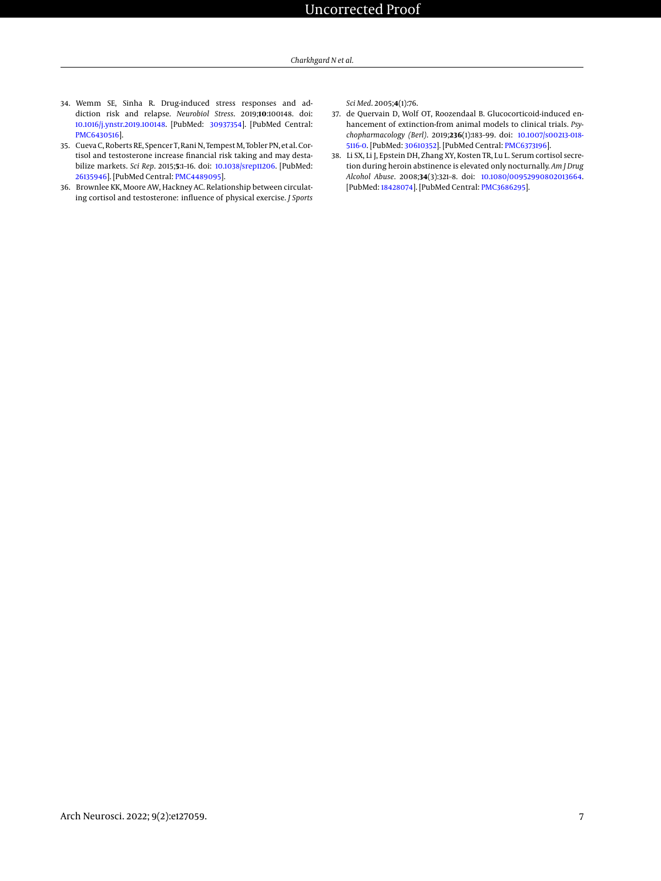34. Wemm SE, Sinha R. Drug-induced stress responses and addiction risk and relapse. *Neurobiol Stress*. 2019;**10**:100148. doi: 10.1016/j.ynstr.2019.100148. [PubMed: 30937354]. [PubMed Central: PMC6430516].
35. Cueva C, Roberts RE, Spencer T, Rani N, Tempest M, Tobler PN, et al. Cortisol and testosterone increase financial risk taking and may destabilize markets. *Sci Rep*. 2015;**5**:1–16. doi: 10.1038/srep11206. [PubMed: 26135946]. [PubMed Central: PMC4489095].
36. Brownlee KK, Moore AW, Hackney AC. Relationship between circulating cortisol and testosterone: influence of physical exercise. *J Sports Sci Med*. 2005;**4**(1):76.
37. de Quervain D, Wolf OT, Roozendaal B. Glucocorticoid-induced enhancement of extinction-from animal models to clinical trials. *Psychopharmacology (Berl)*. 2019;**236**(1):183–99. doi: 10.1007/s00213-018-5116-0. [PubMed: 30610352]. [PubMed Central: PMC6373196].
38. Li SX, Li J, Epstein DH, Zhang XY, Kosten TR, Lu L. Serum cortisol secretion during heroin abstinence is elevated only nocturnally. *Am J Drug Alcohol Abuse*. 2008;**34**(3):321–8. doi: 10.1080/00952990802013664. [PubMed: 18428074]. [PubMed Central: PMC3686295].